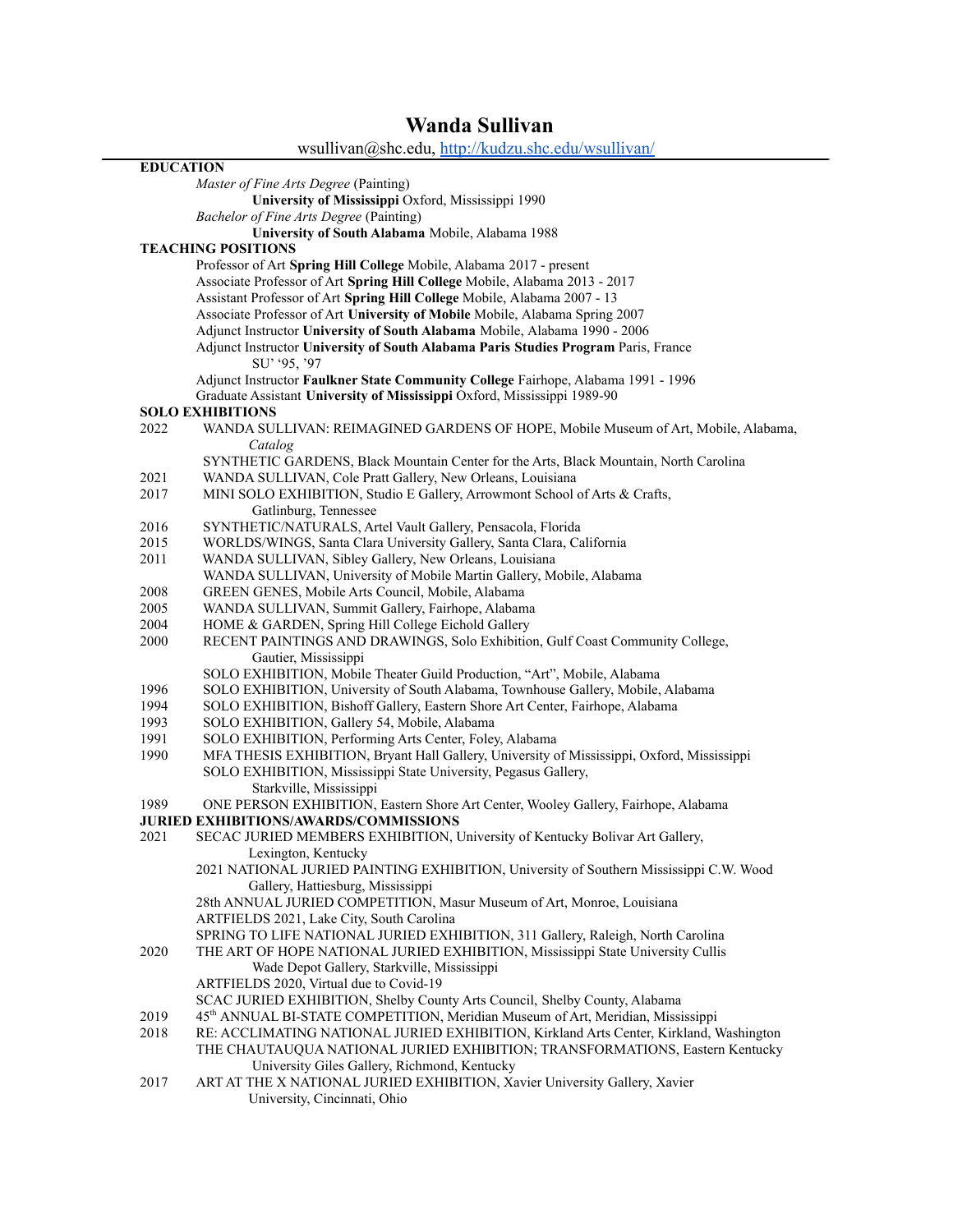# Wanda Sullivan

wsullivan@shc.edu, [http://kudzu.shc.edu/wsullivan/](http://kudzu.shc.edu/wsullivan/)

## EDUCATION

*Master of Fine Arts Degree* (Painting)
**University of Mississippi** Oxford, Mississippi 1990

*Bachelor of Fine Arts Degree* (Painting)
**University of South Alabama** Mobile, Alabama 1988

## TEACHING POSITIONS

Professor of Art **Spring Hill College** Mobile, Alabama 2017 - present
Associate Professor of Art **Spring Hill College** Mobile, Alabama 2013 - 2017
Assistant Professor of Art **Spring Hill College** Mobile, Alabama 2007 - 13
Associate Professor of Art **University of Mobile** Mobile, Alabama Spring 2007
Adjunct Instructor **University of South Alabama** Mobile, Alabama 1990 - 2006
Adjunct Instructor **University of South Alabama Paris Studies Program** Paris, France SU' '95, '97
Adjunct Instructor **Faulkner State Community College** Fairhope, Alabama 1991 - 1996
Graduate Assistant **University of Mississippi** Oxford, Mississippi 1989-90

## SOLO EXHIBITIONS

2022 WANDA SULLIVAN: REIMAGINED GARDENS OF HOPE, Mobile Museum of Art, Mobile, Alabama, *Catalog*
SYNTHETIC GARDENS, Black Mountain Center for the Arts, Black Mountain, North Carolina

2021 WANDA SULLIVAN, Cole Pratt Gallery, New Orleans, Louisiana

2017 MINI SOLO EXHIBITION, Studio E Gallery, Arrowmont School of Arts & Crafts, Gatlinburg, Tennessee

2016 SYNTHETIC/NATURALS, Artel Vault Gallery, Pensacola, Florida

2015 WORLDS/WINGS, Santa Clara University Gallery, Santa Clara, California

2011 WANDA SULLIVAN, Sibley Gallery, New Orleans, Louisiana
WANDA SULLIVAN, University of Mobile Martin Gallery, Mobile, Alabama

2008 GREEN GENES, Mobile Arts Council, Mobile, Alabama

2005 WANDA SULLIVAN, Summit Gallery, Fairhope, Alabama

2004 HOME & GARDEN, Spring Hill College Eichold Gallery

2000 RECENT PAINTINGS AND DRAWINGS, Solo Exhibition, Gulf Coast Community College, Gautier, Mississippi
SOLO EXHIBITION, Mobile Theater Guild Production, "Art", Mobile, Alabama

1996 SOLO EXHIBITION, University of South Alabama, Townhouse Gallery, Mobile, Alabama

1994 SOLO EXHIBITION, Bishoff Gallery, Eastern Shore Art Center, Fairhope, Alabama

1993 SOLO EXHIBITION, Gallery 54, Mobile, Alabama

1991 SOLO EXHIBITION, Performing Arts Center, Foley, Alabama

1990 MFA THESIS EXHIBITION, Bryant Hall Gallery, University of Mississippi, Oxford, Mississippi
SOLO EXHIBITION, Mississippi State University, Pegasus Gallery, Starkville, Mississippi

1989 ONE PERSON EXHIBITION, Eastern Shore Art Center, Wooley Gallery, Fairhope, Alabama

## JURIED EXHIBITIONS/AWARDS/COMMISSIONS

2021 SECAC JURIED MEMBERS EXHIBITION, University of Kentucky Bolivar Art Gallery, Lexington, Kentucky
2021 NATIONAL JURIED PAINTING EXHIBITION, University of Southern Mississippi C.W. Wood Gallery, Hattiesburg, Mississippi
28th ANNUAL JURIED COMPETITION, Masur Museum of Art, Monroe, Louisiana
ARTFIELDS 2021, Lake City, South Carolina
SPRING TO LIFE NATIONAL JURIED EXHIBITION, 311 Gallery, Raleigh, North Carolina

2020 THE ART OF HOPE NATIONAL JURIED EXHIBITION, Mississippi State University Cullis Wade Depot Gallery, Starkville, Mississippi
ARTFIELDS 2020, Virtual due to Covid-19
SCAC JURIED EXHIBITION, Shelby County Arts Council, Shelby County, Alabama

2019 45th ANNUAL BI-STATE COMPETITION, Meridian Museum of Art, Meridian, Mississippi

2018 RE: ACCLIMATING NATIONAL JURIED EXHIBITION, Kirkland Arts Center, Kirkland, Washington
THE CHAUTAUQUA NATIONAL JURIED EXHIBITION; TRANSFORMATIONS, Eastern Kentucky University Giles Gallery, Richmond, Kentucky

2017 ART AT THE X NATIONAL JURIED EXHIBITION, Xavier University Gallery, Xavier University, Cincinnati, Ohio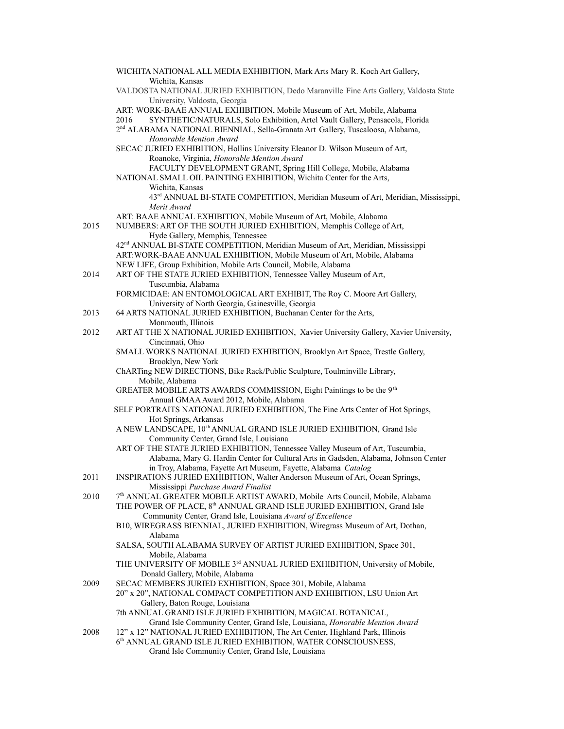WICHITA NATIONAL ALL MEDIA EXHIBITION, Mark Arts Mary R. Koch Art Gallery, Wichita, Kansas

VALDOSTA NATIONAL JURIED EXHIBITION, Dedo Maranville Fine Arts Gallery, Valdosta State University, Valdosta, Georgia

ART: WORK-BAAE ANNUAL EXHIBITION, Mobile Museum of Art, Mobile, Alabama

**2016**

SYNTHETIC/NATURALS, Solo Exhibition, Artel Vault Gallery, Pensacola, Florida

2nd ALABAMA NATIONAL BIENNIAL, Sella-Granata Art Gallery, Tuscaloosa, Alabama, *Honorable Mention Award*

SECAC JURIED EXHIBITION, Hollins University Eleanor D. Wilson Museum of Art, Roanoke, Virginia, *Honorable Mention Award*

FACULTY DEVELOPMENT GRANT, Spring Hill College, Mobile, Alabama

NATIONAL SMALL OIL PAINTING EXHIBITION, Wichita Center for the Arts, Wichita, Kansas

43rd ANNUAL BI-STATE COMPETITION, Meridian Museum of Art, Meridian, Mississippi, *Merit Award*

ART: BAAE ANNUAL EXHIBITION, Mobile Museum of Art, Mobile, Alabama

**2015**

NUMBERS: ART OF THE SOUTH JURIED EXHIBITION, Memphis College of Art, Hyde Gallery, Memphis, Tennessee

42nd ANNUAL BI-STATE COMPETITION, Meridian Museum of Art, Meridian, Mississippi

ART:WORK-BAAE ANNUAL EXHIBITION, Mobile Museum of Art, Mobile, Alabama

NEW LIFE, Group Exhibition, Mobile Arts Council, Mobile, Alabama

**2014**

ART OF THE STATE JURIED EXHIBITION, Tennessee Valley Museum of Art, Tuscumbia, Alabama

FORMICIDAE: AN ENTOMOLOGICAL ART EXHIBIT, The Roy C. Moore Art Gallery, University of North Georgia, Gainesville, Georgia

**2013**

64 ARTS NATIONAL JURIED EXHIBITION, Buchanan Center for the Arts, Monmouth, Illinois

**2012**

ART AT THE X NATIONAL JURIED EXHIBITION, Xavier University Gallery, Xavier University, Cincinnati, Ohio

SMALL WORKS NATIONAL JURIED EXHIBITION, Brooklyn Art Space, Trestle Gallery, Brooklyn, New York

ChARTing NEW DIRECTIONS, Bike Rack/Public Sculpture, Toulminville Library, Mobile, Alabama

GREATER MOBILE ARTS AWARDS COMMISSION, Eight Paintings to be the 9th Annual GMAA Award 2012, Mobile, Alabama

SELF PORTRAITS NATIONAL JURIED EXHIBITION, The Fine Arts Center of Hot Springs, Hot Springs, Arkansas

A NEW LANDSCAPE, 10th ANNUAL GRAND ISLE JURIED EXHIBITION, Grand Isle Community Center, Grand Isle, Louisiana

ART OF THE STATE JURIED EXHIBITION, Tennessee Valley Museum of Art, Tuscumbia, Alabama, Mary G. Hardin Center for Cultural Arts in Gadsden, Alabama, Johnson Center in Troy, Alabama, Fayette Art Museum, Fayette, Alabama *Catalog*

**2011**

INSPIRATIONS JURIED EXHIBITION, Walter Anderson Museum of Art, Ocean Springs, Mississippi *Purchase Award Finalist*

**2010**

7th ANNUAL GREATER MOBILE ARTIST AWARD, Mobile Arts Council, Mobile, Alabama

THE POWER OF PLACE, 8th ANNUAL GRAND ISLE JURIED EXHIBITION, Grand Isle Community Center, Grand Isle, Louisiana *Award of Excellence*

B10, WIREGRASS BIENNIAL, JURIED EXHIBITION, Wiregrass Museum of Art, Dothan, Alabama

SALSA, SOUTH ALABAMA SURVEY OF ARTIST JURIED EXHIBITION, Space 301, Mobile, Alabama

THE UNIVERSITY OF MOBILE 3rd ANNUAL JURIED EXHIBITION, University of Mobile, Donald Gallery, Mobile, Alabama

**2009**

SECAC MEMBERS JURIED EXHIBITION, Space 301, Mobile, Alabama

20" x 20", NATIONAL COMPACT COMPETITION AND EXHIBITION, LSU Union Art Gallery, Baton Rouge, Louisiana

7th ANNUAL GRAND ISLE JURIED EXHIBITION, MAGICAL BOTANICAL, Grand Isle Community Center, Grand Isle, Louisiana, *Honorable Mention Award*

**2008**

12" x 12" NATIONAL JURIED EXHIBITION, The Art Center, Highland Park, Illinois

6th ANNUAL GRAND ISLE JURIED EXHIBITION, WATER CONSCIOUSNESS, Grand Isle Community Center, Grand Isle, Louisiana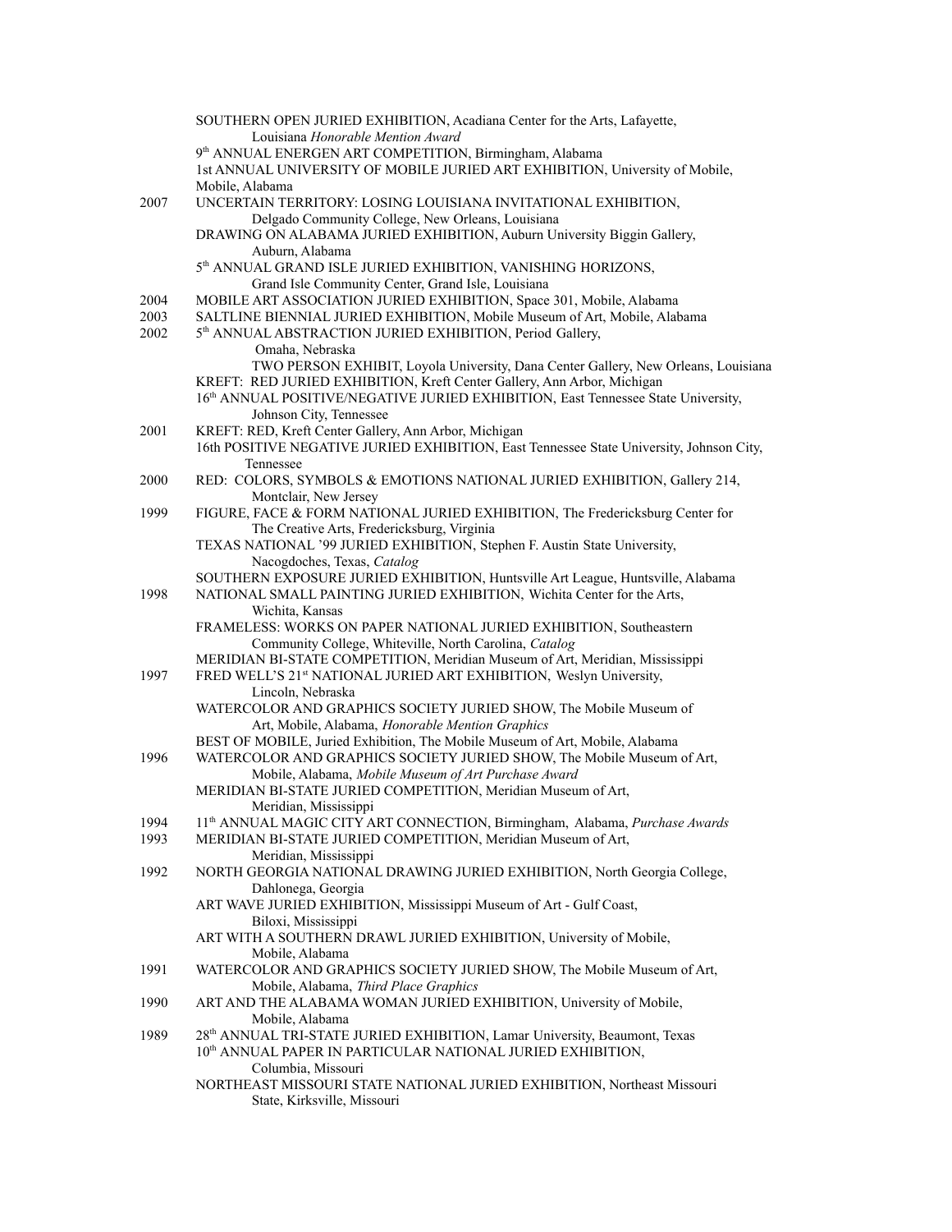SOUTHERN OPEN JURIED EXHIBITION, Acadiana Center for the Arts, Lafayette, Louisiana *Honorable Mention Award*
9th ANNUAL ENERGEN ART COMPETITION, Birmingham, Alabama
1st ANNUAL UNIVERSITY OF MOBILE JURIED ART EXHIBITION, University of Mobile, Mobile, Alabama

2007
UNCERTAIN TERRITORY: LOSING LOUISIANA INVITATIONAL EXHIBITION, Delgado Community College, New Orleans, Louisiana
DRAWING ON ALABAMA JURIED EXHIBITION, Auburn University Biggin Gallery, Auburn, Alabama
5th ANNUAL GRAND ISLE JURIED EXHIBITION, VANISHING HORIZONS, Grand Isle Community Center, Grand Isle, Louisiana

2004
MOBILE ART ASSOCIATION JURIED EXHIBITION, Space 301, Mobile, Alabama

2003
SALTLINE BIENNIAL JURIED EXHIBITION, Mobile Museum of Art, Mobile, Alabama

2002
5th ANNUAL ABSTRACTION JURIED EXHIBITION, Period Gallery, Omaha, Nebraska
TWO PERSON EXHIBIT, Loyola University, Dana Center Gallery, New Orleans, Louisiana
KREFT: RED JURIED EXHIBITION, Kreft Center Gallery, Ann Arbor, Michigan
16th ANNUAL POSITIVE/NEGATIVE JURIED EXHIBITION, East Tennessee State University, Johnson City, Tennessee

2001
KREFT: RED, Kreft Center Gallery, Ann Arbor, Michigan
16th POSITIVE NEGATIVE JURIED EXHIBITION, East Tennessee State University, Johnson City, Tennessee

2000
RED: COLORS, SYMBOLS & EMOTIONS NATIONAL JURIED EXHIBITION, Gallery 214, Montclair, New Jersey

1999
FIGURE, FACE & FORM NATIONAL JURIED EXHIBITION, The Fredericksburg Center for The Creative Arts, Fredericksburg, Virginia
TEXAS NATIONAL '99 JURIED EXHIBITION, Stephen F. Austin State University, Nacogdoches, Texas, *Catalog*
SOUTHERN EXPOSURE JURIED EXHIBITION, Huntsville Art League, Huntsville, Alabama

1998
NATIONAL SMALL PAINTING JURIED EXHIBITION, Wichita Center for the Arts, Wichita, Kansas
FRAMELESS: WORKS ON PAPER NATIONAL JURIED EXHIBITION, Southeastern Community College, Whiteville, North Carolina, *Catalog*
MERIDIAN BI-STATE COMPETITION, Meridian Museum of Art, Meridian, Mississippi

1997
FRED WELL'S 21st NATIONAL JURIED ART EXHIBITION, Weslyn University, Lincoln, Nebraska
WATERCOLOR AND GRAPHICS SOCIETY JURIED SHOW, The Mobile Museum of Art, Mobile, Alabama, *Honorable Mention Graphics*
BEST OF MOBILE, Juried Exhibition, The Mobile Museum of Art, Mobile, Alabama

1996
WATERCOLOR AND GRAPHICS SOCIETY JURIED SHOW, The Mobile Museum of Art, Mobile, Alabama, *Mobile Museum of Art Purchase Award*
MERIDIAN BI-STATE JURIED COMPETITION, Meridian Museum of Art, Meridian, Mississippi

1994
11th ANNUAL MAGIC CITY ART CONNECTION, Birmingham, Alabama, *Purchase Awards*

1993
MERIDIAN BI-STATE JURIED COMPETITION, Meridian Museum of Art, Meridian, Mississippi

1992
NORTH GEORGIA NATIONAL DRAWING JURIED EXHIBITION, North Georgia College, Dahlonega, Georgia
ART WAVE JURIED EXHIBITION, Mississippi Museum of Art - Gulf Coast, Biloxi, Mississippi
ART WITH A SOUTHERN DRAWL JURIED EXHIBITION, University of Mobile, Mobile, Alabama

1991
WATERCOLOR AND GRAPHICS SOCIETY JURIED SHOW, The Mobile Museum of Art, Mobile, Alabama, *Third Place Graphics*

1990
ART AND THE ALABAMA WOMAN JURIED EXHIBITION, University of Mobile, Mobile, Alabama

1989
28th ANNUAL TRI-STATE JURIED EXHIBITION, Lamar University, Beaumont, Texas
10th ANNUAL PAPER IN PARTICULAR NATIONAL JURIED EXHIBITION, Columbia, Missouri
NORTHEAST MISSOURI STATE NATIONAL JURIED EXHIBITION, Northeast Missouri State, Kirksville, Missouri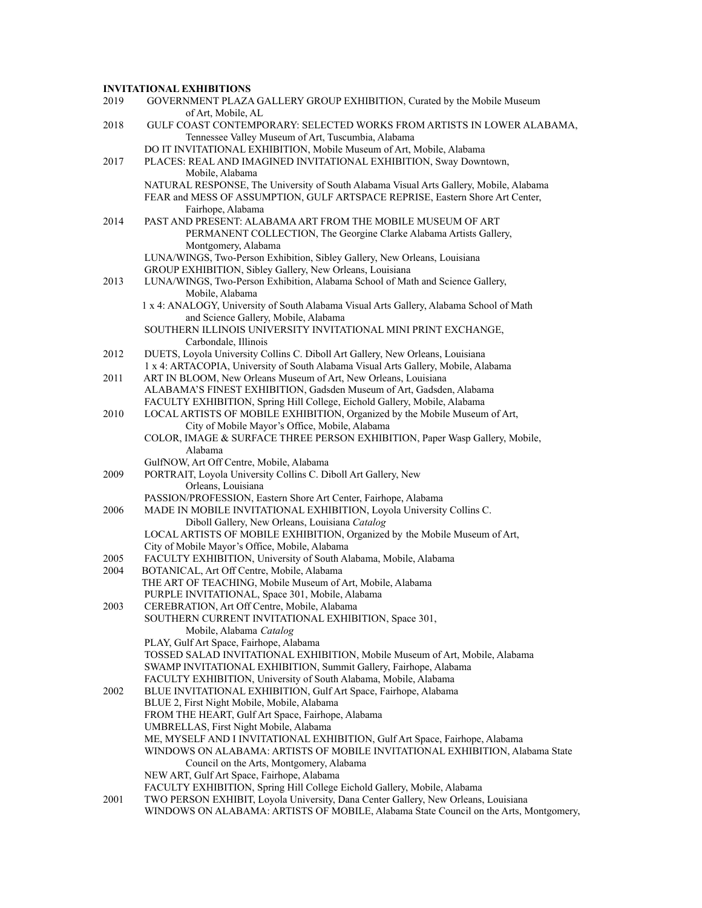**INVITATIONAL EXHIBITIONS**

2019 GOVERNMENT PLAZA GALLERY GROUP EXHIBITION, Curated by the Mobile Museum of Art, Mobile, AL

2018 GULF COAST CONTEMPORARY: SELECTED WORKS FROM ARTISTS IN LOWER ALABAMA, Tennessee Valley Museum of Art, Tuscumbia, Alabama
DO IT INVITATIONAL EXHIBITION, Mobile Museum of Art, Mobile, Alabama

2017 PLACES: REAL AND IMAGINED INVITATIONAL EXHIBITION, Sway Downtown, Mobile, Alabama
NATURAL RESPONSE, The University of South Alabama Visual Arts Gallery, Mobile, Alabama
FEAR and MESS OF ASSUMPTION, GULF ARTSPACE REPRISE, Eastern Shore Art Center, Fairhope, Alabama

2014 PAST AND PRESENT: ALABAMA ART FROM THE MOBILE MUSEUM OF ART PERMANENT COLLECTION, The Georgine Clarke Alabama Artists Gallery, Montgomery, Alabama
LUNA/WINGS, Two-Person Exhibition, Sibley Gallery, New Orleans, Louisiana
GROUP EXHIBITION, Sibley Gallery, New Orleans, Louisiana

2013 LUNA/WINGS, Two-Person Exhibition, Alabama School of Math and Science Gallery, Mobile, Alabama
1 x 4: ANALOGY, University of South Alabama Visual Arts Gallery, Alabama School of Math and Science Gallery, Mobile, Alabama
SOUTHERN ILLINOIS UNIVERSITY INVITATIONAL MINI PRINT EXCHANGE, Carbondale, Illinois

2012 DUETS, Loyola University Collins C. Diboll Art Gallery, New Orleans, Louisiana
1 x 4: ARTACOPIA, University of South Alabama Visual Arts Gallery, Mobile, Alabama

2011 ART IN BLOOM, New Orleans Museum of Art, New Orleans, Louisiana
ALABAMA'S FINEST EXHIBITION, Gadsden Museum of Art, Gadsden, Alabama
FACULTY EXHIBITION, Spring Hill College, Eichold Gallery, Mobile, Alabama

2010 LOCAL ARTISTS OF MOBILE EXHIBITION, Organized by the Mobile Museum of Art, City of Mobile Mayor's Office, Mobile, Alabama
COLOR, IMAGE & SURFACE THREE PERSON EXHIBITION, Paper Wasp Gallery, Mobile, Alabama
GulfNOW, Art Off Centre, Mobile, Alabama

2009 PORTRAIT, Loyola University Collins C. Diboll Art Gallery, New Orleans, Louisiana
PASSION/PROFESSION, Eastern Shore Art Center, Fairhope, Alabama

2006 MADE IN MOBILE INVITATIONAL EXHIBITION, Loyola University Collins C. Diboll Gallery, New Orleans, Louisiana *Catalog*
LOCAL ARTISTS OF MOBILE EXHIBITION, Organized by the Mobile Museum of Art, City of Mobile Mayor's Office, Mobile, Alabama

2005 FACULTY EXHIBITION, University of South Alabama, Mobile, Alabama

2004 BOTANICAL, Art Off Centre, Mobile, Alabama
THE ART OF TEACHING, Mobile Museum of Art, Mobile, Alabama
PURPLE INVITATIONAL, Space 301, Mobile, Alabama

2003 CEREBRATION, Art Off Centre, Mobile, Alabama
SOUTHERN CURRENT INVITATIONAL EXHIBITION, Space 301, Mobile, Alabama *Catalog*
PLAY, Gulf Art Space, Fairhope, Alabama
TOSSED SALAD INVITATIONAL EXHIBITION, Mobile Museum of Art, Mobile, Alabama
SWAMP INVITATIONAL EXHIBITION, Summit Gallery, Fairhope, Alabama
FACULTY EXHIBITION, University of South Alabama, Mobile, Alabama

2002 BLUE INVITATIONAL EXHIBITION, Gulf Art Space, Fairhope, Alabama
BLUE 2, First Night Mobile, Mobile, Alabama
FROM THE HEART, Gulf Art Space, Fairhope, Alabama
UMBRELLAS, First Night Mobile, Alabama
ME, MYSELF AND I INVITATIONAL EXHIBITION, Gulf Art Space, Fairhope, Alabama
WINDOWS ON ALABAMA: ARTISTS OF MOBILE INVITATIONAL EXHIBITION, Alabama State Council on the Arts, Montgomery, Alabama
NEW ART, Gulf Art Space, Fairhope, Alabama
FACULTY EXHIBITION, Spring Hill College Eichold Gallery, Mobile, Alabama

2001 TWO PERSON EXHIBIT, Loyola University, Dana Center Gallery, New Orleans, Louisiana
WINDOWS ON ALABAMA: ARTISTS OF MOBILE, Alabama State Council on the Arts, Montgomery,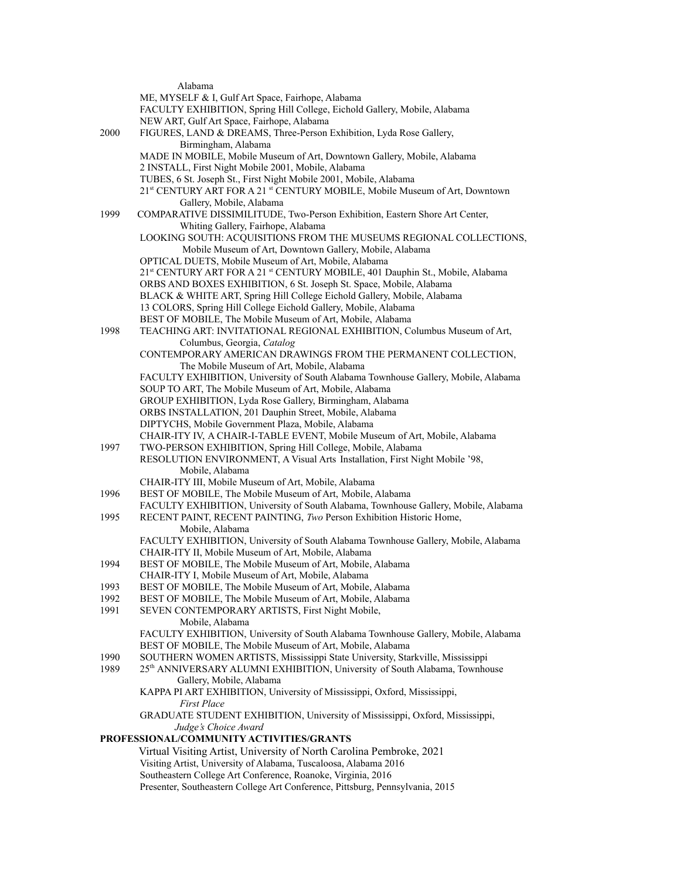Alabama

ME, MYSELF & I, Gulf Art Space, Fairhope, Alabama
FACULTY EXHIBITION, Spring Hill College, Eichold Gallery, Mobile, Alabama
NEW ART, Gulf Art Space, Fairhope, Alabama

2000 FIGURES, LAND & DREAMS, Three-Person Exhibition, Lyda Rose Gallery, Birmingham, Alabama
MADE IN MOBILE, Mobile Museum of Art, Downtown Gallery, Mobile, Alabama
2 INSTALL, First Night Mobile 2001, Mobile, Alabama
TUBES, 6 St. Joseph St., First Night Mobile 2001, Mobile, Alabama
21st CENTURY ART FOR A 21st CENTURY MOBILE, Mobile Museum of Art, Downtown Gallery, Mobile, Alabama

1999 COMPARATIVE DISSIMILITUDE, Two-Person Exhibition, Eastern Shore Art Center, Whiting Gallery, Fairhope, Alabama
LOOKING SOUTH: ACQUISITIONS FROM THE MUSEUMS REGIONAL COLLECTIONS, Mobile Museum of Art, Downtown Gallery, Mobile, Alabama
OPTICAL DUETS, Mobile Museum of Art, Mobile, Alabama
21st CENTURY ART FOR A 21st CENTURY MOBILE, 401 Dauphin St., Mobile, Alabama
ORBS AND BOXES EXHIBITION, 6 St. Joseph St. Space, Mobile, Alabama
BLACK & WHITE ART, Spring Hill College Eichold Gallery, Mobile, Alabama
13 COLORS, Spring Hill College Eichold Gallery, Mobile, Alabama
BEST OF MOBILE, The Mobile Museum of Art, Mobile, Alabama

1998 TEACHING ART: INVITATIONAL REGIONAL EXHIBITION, Columbus Museum of Art, Columbus, Georgia, *Catalog*
CONTEMPORARY AMERICAN DRAWINGS FROM THE PERMANENT COLLECTION, The Mobile Museum of Art, Mobile, Alabama
FACULTY EXHIBITION, University of South Alabama Townhouse Gallery, Mobile, Alabama
SOUP TO ART, The Mobile Museum of Art, Mobile, Alabama
GROUP EXHIBITION, Lyda Rose Gallery, Birmingham, Alabama
ORBS INSTALLATION, 201 Dauphin Street, Mobile, Alabama
DIPTYCHS, Mobile Government Plaza, Mobile, Alabama
CHAIR-ITY IV, A CHAIR-I-TABLE EVENT, Mobile Museum of Art, Mobile, Alabama

1997 TWO-PERSON EXHIBITION, Spring Hill College, Mobile, Alabama
RESOLUTION ENVIRONMENT, A Visual Arts Installation, First Night Mobile '98, Mobile, Alabama
CHAIR-ITY III, Mobile Museum of Art, Mobile, Alabama

1996 BEST OF MOBILE, The Mobile Museum of Art, Mobile, Alabama
FACULTY EXHIBITION, University of South Alabama, Townhouse Gallery, Mobile, Alabama

1995 RECENT PAINT, RECENT PAINTING, *Two* Person Exhibition Historic Home, Mobile, Alabama
FACULTY EXHIBITION, University of South Alabama Townhouse Gallery, Mobile, Alabama
CHAIR-ITY II, Mobile Museum of Art, Mobile, Alabama

1994 BEST OF MOBILE, The Mobile Museum of Art, Mobile, Alabama
CHAIR-ITY I, Mobile Museum of Art, Mobile, Alabama

1993 BEST OF MOBILE, The Mobile Museum of Art, Mobile, Alabama

1992 BEST OF MOBILE, The Mobile Museum of Art, Mobile, Alabama

1991 SEVEN CONTEMPORARY ARTISTS, First Night Mobile, Mobile, Alabama
FACULTY EXHIBITION, University of South Alabama Townhouse Gallery, Mobile, Alabama
BEST OF MOBILE, The Mobile Museum of Art, Mobile, Alabama

1990 SOUTHERN WOMEN ARTISTS, Mississippi State University, Starkville, Mississippi

1989 25th ANNIVERSARY ALUMNI EXHIBITION, University of South Alabama, Townhouse Gallery, Mobile, Alabama
KAPPA PI ART EXHIBITION, University of Mississippi, Oxford, Mississippi, *First Place*
GRADUATE STUDENT EXHIBITION, University of Mississippi, Oxford, Mississippi, *Judge's Choice Award*

**PROFESSIONAL/COMMUNITY ACTIVITIES/GRANTS**

Virtual Visiting Artist, University of North Carolina Pembroke, 2021
Visiting Artist, University of Alabama, Tuscaloosa, Alabama 2016
Southeastern College Art Conference, Roanoke, Virginia, 2016
Presenter, Southeastern College Art Conference, Pittsburg, Pennsylvania, 2015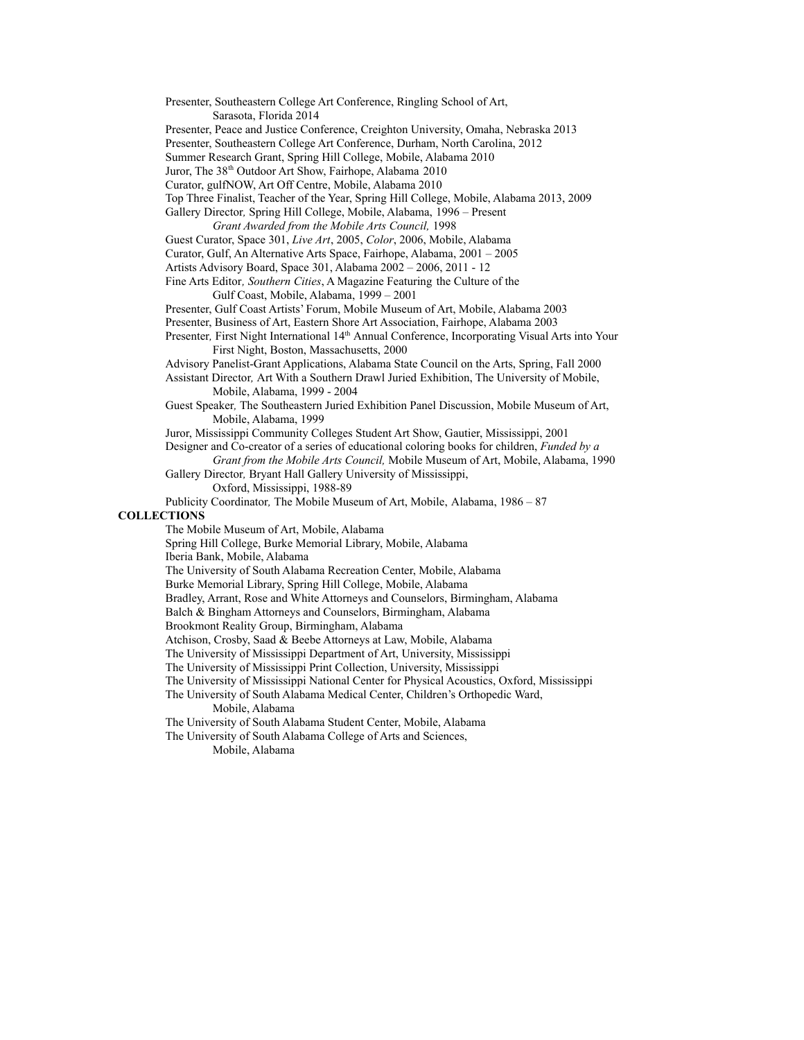Presenter, Southeastern College Art Conference, Ringling School of Art,
Sarasota, Florida 2014

Presenter, Peace and Justice Conference, Creighton University, Omaha, Nebraska 2013

Presenter, Southeastern College Art Conference, Durham, North Carolina, 2012

Summer Research Grant, Spring Hill College, Mobile, Alabama 2010

Juror, The 38th Outdoor Art Show, Fairhope, Alabama 2010

Curator, gulfNOW, Art Off Centre, Mobile, Alabama 2010

Top Three Finalist, Teacher of the Year, Spring Hill College, Mobile, Alabama 2013, 2009

Gallery Director*,* Spring Hill College, Mobile, Alabama, 1996 – Present
*Grant Awarded from the Mobile Arts Council,* 1998

Guest Curator, Space 301, *Live Art*, 2005, *Color*, 2006, Mobile, Alabama

Curator, Gulf, An Alternative Arts Space, Fairhope, Alabama, 2001 – 2005

Artists Advisory Board, Space 301, Alabama 2002 – 2006, 2011 - 12

Fine Arts Editor*, Southern Cities*, A Magazine Featuring the Culture of the
Gulf Coast, Mobile, Alabama, 1999 – 2001

Presenter, Gulf Coast Artists' Forum, Mobile Museum of Art, Mobile, Alabama 2003

Presenter, Business of Art, Eastern Shore Art Association, Fairhope, Alabama 2003

Presenter*,* First Night International 14th Annual Conference, Incorporating Visual Arts into Your
First Night, Boston, Massachusetts, 2000

Advisory Panelist-Grant Applications, Alabama State Council on the Arts, Spring, Fall 2000

Assistant Director*,* Art With a Southern Drawl Juried Exhibition, The University of Mobile,
Mobile, Alabama, 1999 - 2004

Guest Speaker*,* The Southeastern Juried Exhibition Panel Discussion, Mobile Museum of Art,
Mobile, Alabama, 1999

Juror, Mississippi Community Colleges Student Art Show, Gautier, Mississippi, 2001

Designer and Co-creator of a series of educational coloring books for children, *Funded by a
Grant from the Mobile Arts Council,* Mobile Museum of Art, Mobile, Alabama, 1990

Gallery Director*,* Bryant Hall Gallery University of Mississippi,
Oxford, Mississippi, 1988-89

Publicity Coordinator*,* The Mobile Museum of Art, Mobile, Alabama, 1986 – 87

**COLLECTIONS**

The Mobile Museum of Art, Mobile, Alabama

Spring Hill College, Burke Memorial Library, Mobile, Alabama

Iberia Bank, Mobile, Alabama

The University of South Alabama Recreation Center, Mobile, Alabama

Burke Memorial Library, Spring Hill College, Mobile, Alabama

Bradley, Arrant, Rose and White Attorneys and Counselors, Birmingham, Alabama

Balch & Bingham Attorneys and Counselors, Birmingham, Alabama

Brookmont Reality Group, Birmingham, Alabama

Atchison, Crosby, Saad & Beebe Attorneys at Law, Mobile, Alabama

The University of Mississippi Department of Art, University, Mississippi

The University of Mississippi Print Collection, University, Mississippi

The University of Mississippi National Center for Physical Acoustics, Oxford, Mississippi

The University of South Alabama Medical Center, Children's Orthopedic Ward,
Mobile, Alabama

The University of South Alabama Student Center, Mobile, Alabama

The University of South Alabama College of Arts and Sciences,
Mobile, Alabama